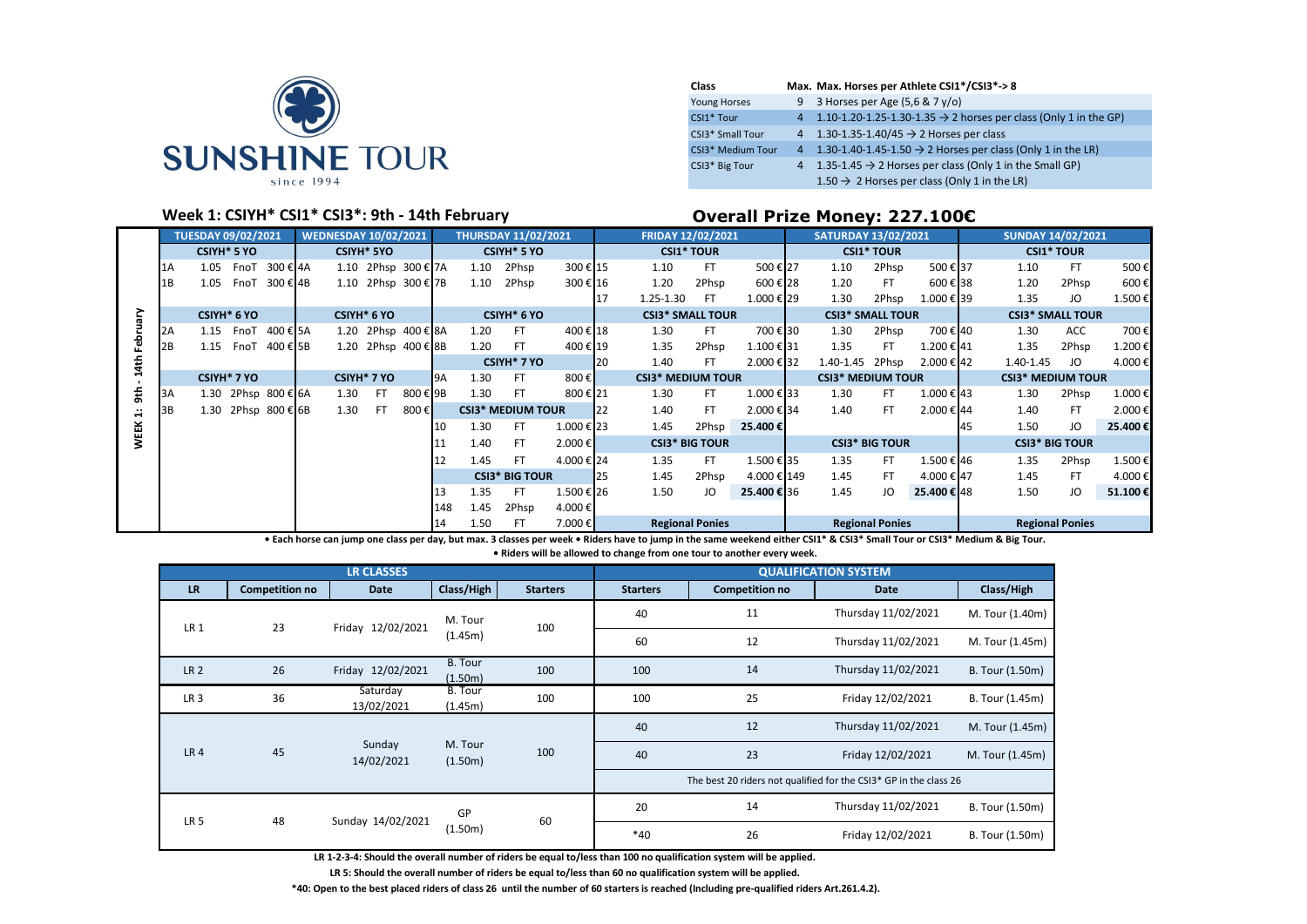SUNSHINE TOUR
since 1994

| Class | Max. | Max. Horses per Athlete CSI1*/CSI3*-> 8 |
|---|---|---|
| Young Horses | 9 | 3 Horses per Age (5,6 & 7 y/o) |
| CSI1* Tour | 4 | 1.10-1.20-1.25-1.30-1.35 → 2 horses per class (Only 1 in the GP) |
| CSI3* Small Tour | 4 | 1.30-1.35-1.40/45 → 2 Horses per class |
| CSI3* Medium Tour | 4 | 1.30-1.40-1.45-1.50 → 2 Horses per class (Only 1 in the LR) |
| CSI3* Big Tour | 4 | 1.35-1.45 → 2 Horses per class (Only 1 in the Small GP) |
| | | 1.50 → 2 Horses per class (Only 1 in the LR) |

## Week 1: CSIYH* CSI1* CSI3*: 9th - 14th February

## Overall Prize Money: 227.100€

**WEEK 1: 9th - 14th February**

**TUESDAY 09/02/2021**

| No | Height | Type | Prize |
|---|---|---|---|
| **CSIYH* 5 YO** | | | |
| 1A | 1.05 | FnoT | 300 € |
| 1B | 1.05 | FnoT | 300 € |
| **CSIYH* 6 YO** | | | |
| 2A | 1.15 | FnoT | 400 € |
| 2B | 1.15 | FnoT | 400 € |
| **CSIYH* 7 YO** | | | |
| 3A | 1.30 | 2Phsp | 800 € |
| 3B | 1.30 | 2Phsp | 800 € |

**WEDNESDAY 10/02/2021**

| No | Height | Type | Prize |
|---|---|---|---|
| **CSIYH* 5YO** | | | |
| 4A | 1.10 | 2Phsp | 300 € |
| 4B | 1.10 | 2Phsp | 300 € |
| **CSIYH* 6 YO** | | | |
| 5A | 1.20 | 2Phsp | 400 € |
| 5B | 1.20 | 2Phsp | 400 € |
| **CSIYH* 7 YO** | | | |
| 6A | 1.30 | FT | 800 € |
| 6B | 1.30 | FT | 800 € |

**THURSDAY 11/02/2021**

| No | Height | Type | Prize |
|---|---|---|---|
| **CSIYH* 5 YO** | | | |
| 7A | 1.10 | 2Phsp | 300 € |
| 7B | 1.10 | 2Phsp | 300 € |
| **CSIYH* 6 YO** | | | |
| 8A | 1.20 | FT | 400 € |
| 8B | 1.20 | FT | 400 € |
| **CSIYH* 7 YO** | | | |
| 9A | 1.30 | FT | 800 € |
| 9B | 1.30 | FT | 800 € |
| **CSI3* MEDIUM TOUR** | | | |
| 10 | 1.30 | FT | 1.000 € |
| 11 | 1.40 | FT | 2.000 € |
| 12 | 1.45 | FT | 4.000 € |
| **CSI3* BIG TOUR** | | | |
| 13 | 1.35 | FT | 1.500 € |
| 148 | 1.45 | 2Phsp | 4.000 € |
| 14 | 1.50 | FT | 7.000 € |

**FRIDAY 12/02/2021**

| No | Height | Type | Prize |
|---|---|---|---|
| **CSI1* TOUR** | | | |
| 15 | 1.10 | FT | 500 € |
| 16 | 1.20 | 2Phsp | 600 € |
| 17 | 1.25-1.30 | FT | 1.000 € |
| **CSI3* SMALL TOUR** | | | |
| 18 | 1.30 | FT | 700 € |
| 19 | 1.35 | 2Phsp | 1.100 € |
| 20 | 1.40 | FT | 2.000 € |
| **CSI3* MEDIUM TOUR** | | | |
| 21 | 1.30 | FT | 1.000 € |
| 22 | 1.40 | FT | 2.000 € |
| 23 | 1.45 | 2Phsp | 25.400 € |
| **CSI3* BIG TOUR** | | | |
| 24 | 1.35 | FT | 1.500 € |
| 25 | 1.45 | 2Phsp | 4.000 € |
| 26 | 1.50 | JO | 25.400 € |
| **Regional Ponies** | | | |

**SATURDAY 13/02/2021**

| No | Height | Type | Prize |
|---|---|---|---|
| **CSI1* TOUR** | | | |
| 27 | 1.10 | 2Phsp | 500 € |
| 28 | 1.20 | FT | 600 € |
| 29 | 1.30 | 2Phsp | 1.000 € |
| **CSI3* SMALL TOUR** | | | |
| 30 | 1.30 | 2Phsp | 700 € |
| 31 | 1.35 | FT | 1.200 € |
| 32 | 1.40-1.45 | 2Phsp | 2.000 € |
| **CSI3* MEDIUM TOUR** | | | |
| 33 | 1.30 | FT | 1.000 € |
| 34 | 1.40 | FT | 2.000 € |
| **CSI3* BIG TOUR** | | | |
| 35 | 1.35 | FT | 1.500 € |
| 149 | 1.45 | FT | 4.000 € |
| 36 | 1.45 | JO | 25.400 € |
| **Regional Ponies** | | | |

**SUNDAY 14/02/2021**

| No | Height | Type | Prize |
|---|---|---|---|
| **CSI1* TOUR** | | | |
| 37 | 1.10 | FT | 500 € |
| 38 | 1.20 | 2Phsp | 600 € |
| 39 | 1.35 | JO | 1.500 € |
| **CSI3* SMALL TOUR** | | | |
| 40 | 1.30 | ACC | 700 € |
| 41 | 1.35 | 2Phsp | 1.200 € |
| 42 | 1.40-1.45 | JO | 4.000 € |
| **CSI3* MEDIUM TOUR** | | | |
| 43 | 1.30 | 2Phsp | 1.000 € |
| 44 | 1.40 | FT | 2.000 € |
| 45 | 1.50 | JO | 25.400 € |
| **CSI3* BIG TOUR** | | | |
| 46 | 1.35 | 2Phsp | 1.500 € |
| 47 | 1.45 | FT | 4.000 € |
| 48 | 1.50 | JO | 51.100 € |
| **Regional Ponies** | | | |

**• Each horse can jump one class per day, but max. 3 classes per week • Riders have to jump in the same weekend either CSI1* & CSI3* Small Tour or CSI3* Medium & Big Tour.**

**• Riders will be allowed to change from one tour to another every week.**

| LR CLASSES | | | | | QUALIFICATION SYSTEM | | | |
|---|---|---|---|---|---|---|---|---|
| **LR** | **Competition no** | **Date** | **Class/High** | **Starters** | **Starters** | **Competition no** | **Date** | **Class/High** |
| LR 1 | 23 | Friday 12/02/2021 | M. Tour (1.45m) | 100 | 40 | 11 | Thursday 11/02/2021 | M. Tour (1.40m) |
| | | | | | 60 | 12 | Thursday 11/02/2021 | M. Tour (1.45m) |
| LR 2 | 26 | Friday 12/02/2021 | B. Tour (1.50m) | 100 | 100 | 14 | Thursday 11/02/2021 | B. Tour (1.50m) |
| LR 3 | 36 | Saturday 13/02/2021 | B. Tour (1.45m) | 100 | 100 | 25 | Friday 12/02/2021 | B. Tour (1.45m) |
| LR 4 | 45 | Sunday 14/02/2021 | M. Tour (1.50m) | 100 | 40 | 12 | Thursday 11/02/2021 | M. Tour (1.45m) |
| | | | | | 40 | 23 | Friday 12/02/2021 | M. Tour (1.45m) |
| | | | | | The best 20 riders not qualified for the CSI3* GP in the class 26 | | | |
| LR 5 | 48 | Sunday 14/02/2021 | GP (1.50m) | 60 | 20 | 14 | Thursday 11/02/2021 | B. Tour (1.50m) |
| | | | | | *40 | 26 | Friday 12/02/2021 | B. Tour (1.50m) |

**LR 1-2-3-4: Should the overall number of riders be equal to/less than 100 no qualification system will be applied.**

**LR 5: Should the overall number of riders be equal to/less than 60 no qualification system will be applied.**

***40: Open to the best placed riders of class 26 until the number of 60 starters is reached (Including pre-qualified riders Art.261.4.2).**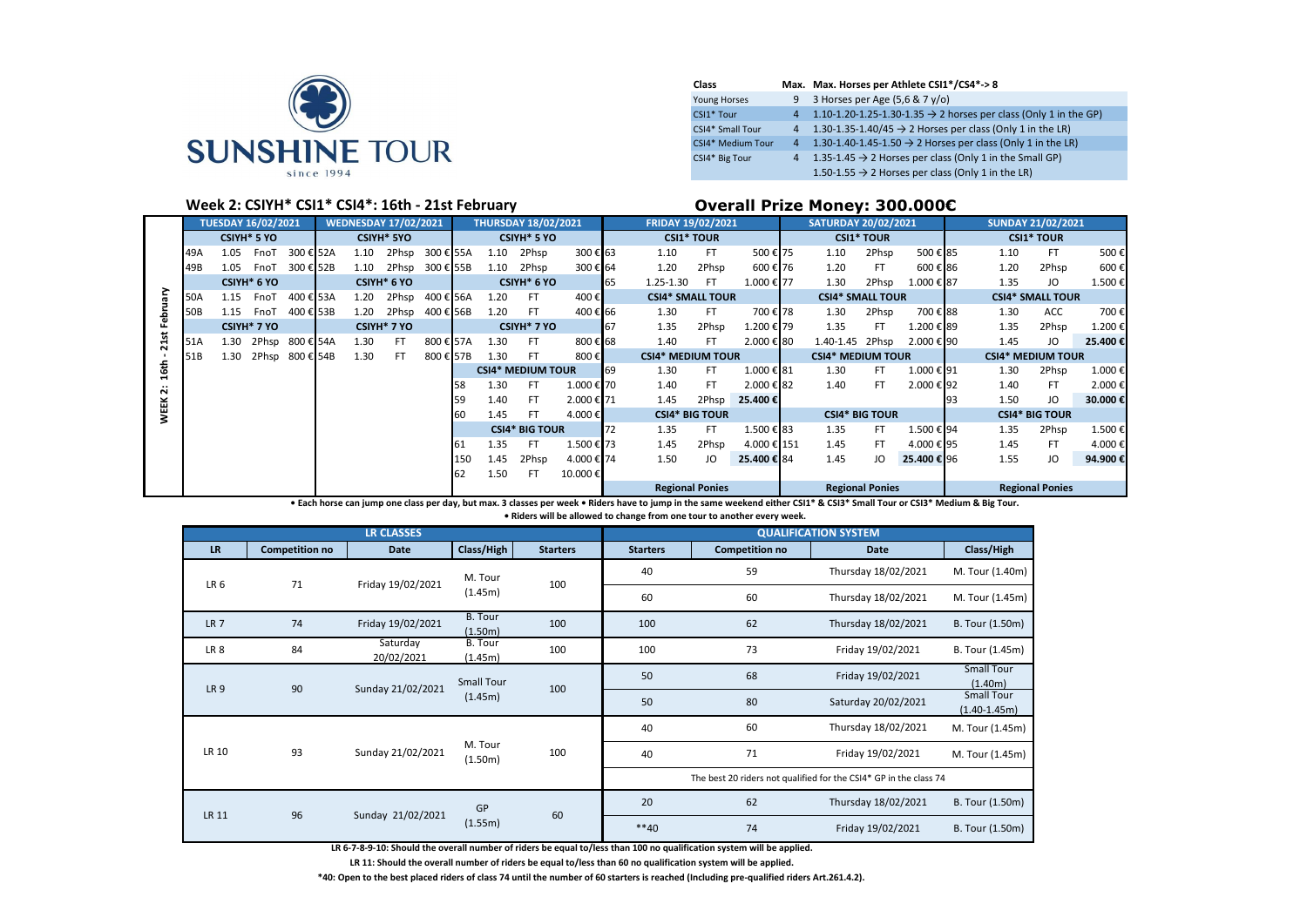SUNSHINE TOUR
since 1994

| Class | Max. | Max. Horses per Athlete CSI1*/CS4*-> 8 |
|---|---|---|
| Young Horses | 9 | 3 Horses per Age (5,6 & 7 y/o) |
| CSI1* Tour | 4 | 1.10-1.20-1.25-1.30-1.35 → 2 horses per class (Only 1 in the GP) |
| CSI4* Small Tour | 4 | 1.30-1.35-1.40/45 → 2 Horses per class (Only 1 in the LR) |
| CSI4* Medium Tour | 4 | 1.30-1.40-1.45-1.50 → 2 Horses per class (Only 1 in the LR) |
| CSI4* Big Tour | 4 | 1.35-1.45 → 2 Horses per class (Only 1 in the Small GP) |
| | | 1.50-1.55 → 2 Horses per class (Only 1 in the LR) |

## Week 2: CSIYH* CSI1* CSI4*: 16th - 21st February

## Overall Prize Money: 300.000€

WEEK 2: 16th - 21st February

| TUESDAY 16/02/2021 | | | | WEDNESDAY 17/02/2021 | | | | THURSDAY 18/02/2021 | | | | FRIDAY 19/02/2021 | | | | SATURDAY 20/02/2021 | | | | SUNDAY 21/02/2021 | | | |
|---|---|---|---|---|---|---|---|---|---|---|---|---|---|---|---|---|---|---|---|---|---|---|---|
| CSIYH* 5 YO | | | | CSIYH* 5YO | | | | CSIYH* 5 YO | | | | CSI1* TOUR | | | | CSI1* TOUR | | | | CSI1* TOUR | | | |
| 49A | 1.05 | FnoT | 300 € | 52A | 1.10 | 2Phsp | 300 € | 55A | 1.10 | 2Phsp | 300 € | 63 | 1.10 | FT | 500 € | 75 | 1.10 | 2Phsp | 500 € | 85 | 1.10 | FT | 500 € |
| 49B | 1.05 | FnoT | 300 € | 52B | 1.10 | 2Phsp | 300 € | 55B | 1.10 | 2Phsp | 300 € | 64 | 1.20 | 2Phsp | 600 € | 76 | 1.20 | FT | 600 € | 86 | 1.20 | 2Phsp | 600 € |
| CSIYH* 6 YO | | | | CSIYH* 6 YO | | | | CSIYH* 6 YO | | | | 65 | 1.25-1.30 | FT | 1.000 € | 77 | 1.30 | 2Phsp | 1.000 € | 87 | 1.35 | JO | 1.500 € |
| 50A | 1.15 | FnoT | 400 € | 53A | 1.20 | 2Phsp | 400 € | 56A | 1.20 | FT | 400 € | CSI4* SMALL TOUR | | | | CSI4* SMALL TOUR | | | | CSI4* SMALL TOUR | | | |
| 50B | 1.15 | FnoT | 400 € | 53B | 1.20 | 2Phsp | 400 € | 56B | 1.20 | FT | 400 € | 66 | 1.30 | FT | 700 € | 78 | 1.30 | 2Phsp | 700 € | 88 | 1.30 | ACC | 700 € |
| CSIYH* 7 YO | | | | CSIYH* 7 YO | | | | CSIYH* 7 YO | | | | 67 | 1.35 | 2Phsp | 1.200 € | 79 | 1.35 | FT | 1.200 € | 89 | 1.35 | 2Phsp | 1.200 € |
| 51A | 1.30 | 2Phsp | 800 € | 54A | 1.30 | FT | 800 € | 57A | 1.30 | FT | 800 € | 68 | 1.40 | FT | 2.000 € | 80 | 1.40-1.45 | 2Phsp | 2.000 € | 90 | 1.45 | JO | 25.400 € |
| 51B | 1.30 | 2Phsp | 800 € | 54B | 1.30 | FT | 800 € | 57B | 1.30 | FT | 800 € | CSI4* MEDIUM TOUR | | | | CSI4* MEDIUM TOUR | | | | CSI4* MEDIUM TOUR | | | |
| | | | | | | | | CSI4* MEDIUM TOUR | | | | 69 | 1.30 | FT | 1.000 € | 81 | 1.30 | FT | 1.000 € | 91 | 1.30 | 2Phsp | 1.000 € |
| | | | | | | | | 58 | 1.30 | FT | 1.000 € | 70 | 1.40 | FT | 2.000 € | 82 | 1.40 | FT | 2.000 € | 92 | 1.40 | FT | 2.000 € |
| | | | | | | | | 59 | 1.40 | FT | 2.000 € | 71 | 1.45 | 2Phsp | 25.400 € | | | | | 93 | 1.50 | JO | 30.000 € |
| | | | | | | | | 60 | 1.45 | FT | 4.000 € | CSI4* BIG TOUR | | | | CSI4* BIG TOUR | | | | CSI4* BIG TOUR | | | |
| | | | | | | | | CSI4* BIG TOUR | | | | 72 | 1.35 | FT | 1.500 € | 83 | 1.35 | FT | 1.500 € | 94 | 1.35 | 2Phsp | 1.500 € |
| | | | | | | | | 61 | 1.35 | FT | 1.500 € | 73 | 1.45 | 2Phsp | 4.000 € | 151 | 1.45 | FT | 4.000 € | 95 | 1.45 | FT | 4.000 € |
| | | | | | | | | 150 | 1.45 | 2Phsp | 4.000 € | 74 | 1.50 | JO | 25.400 € | 84 | 1.45 | JO | 25.400 € | 96 | 1.55 | JO | 94.900 € |
| | | | | | | | | 62 | 1.50 | FT | 10.000 € | | | | | | | | | | | | |
| | | | | | | | | | | | | Regional Ponies | | | | Regional Ponies | | | | Regional Ponies | | | |

• Each horse can jump one class per day, but max. 3 classes per week • Riders have to jump in the same weekend either CSI1* & CSI3* Small Tour or CSI3* Medium & Big Tour.

• Riders will be allowed to change from one tour to another every week.

| LR CLASSES | | | | | QUALIFICATION SYSTEM | | | |
|---|---|---|---|---|---|---|---|---|
| LR | Competition no | Date | Class/High | Starters | Starters | Competition no | Date | Class/High |
| LR 6 | 71 | Friday 19/02/2021 | M. Tour (1.45m) | 100 | 40 | 59 | Thursday 18/02/2021 | M. Tour (1.40m) |
| | | | | | 60 | 60 | Thursday 18/02/2021 | M. Tour (1.45m) |
| LR 7 | 74 | Friday 19/02/2021 | B. Tour (1.50m) | 100 | 100 | 62 | Thursday 18/02/2021 | B. Tour (1.50m) |
| LR 8 | 84 | Saturday 20/02/2021 | B. Tour (1.45m) | 100 | 100 | 73 | Friday 19/02/2021 | B. Tour (1.45m) |
| LR 9 | 90 | Sunday 21/02/2021 | Small Tour (1.45m) | 100 | 50 | 68 | Friday 19/02/2021 | Small Tour (1.40m) |
| | | | | | 50 | 80 | Saturday 20/02/2021 | Small Tour (1.40-1.45m) |
| LR 10 | 93 | Sunday 21/02/2021 | M. Tour (1.50m) | 100 | 40 | 60 | Thursday 18/02/2021 | M. Tour (1.45m) |
| | | | | | 40 | 71 | Friday 19/02/2021 | M. Tour (1.45m) |
| | | | | | The best 20 riders not qualified for the CSI4* GP in the class 74 | | | |
| LR 11 | 96 | Sunday 21/02/2021 | GP (1.55m) | 60 | 20 | 62 | Thursday 18/02/2021 | B. Tour (1.50m) |
| | | | | | **40 | 74 | Friday 19/02/2021 | B. Tour (1.50m) |

LR 6-7-8-9-10: Should the overall number of riders be equal to/less than 100 no qualification system will be applied.

LR 11: Should the overall number of riders be equal to/less than 60 no qualification system will be applied.

*40: Open to the best placed riders of class 74 until the number of 60 starters is reached (Including pre-qualified riders Art.261.4.2).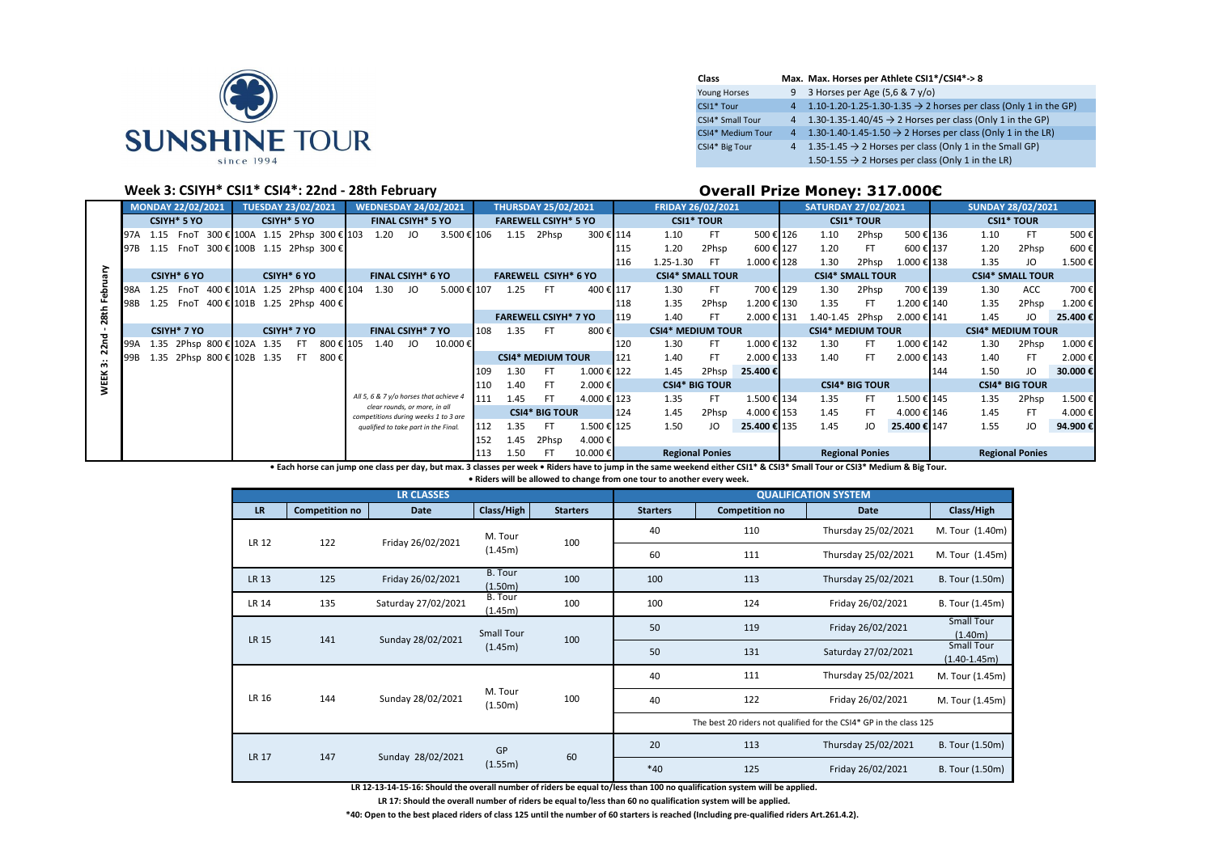SUNSHINE TOUR
since 1994

| Class | Max. | Max. Horses per Athlete CSI1*/CSI4*-> 8 |
|---|---|---|
| Young Horses | 9 | 3 Horses per Age (5,6 & 7 y/o) |
| CSI1* Tour | 4 | 1.10-1.20-1.25-1.30-1.35 → 2 horses per class (Only 1 in the GP) |
| CSI4* Small Tour | 4 | 1.30-1.35-1.40/45 → 2 Horses per class (Only 1 in the GP) |
| CSI4* Medium Tour | 4 | 1.30-1.40-1.45-1.50 → 2 Horses per class (Only 1 in the LR) |
| CSI4* Big Tour | 4 | 1.35-1.45 → 2 Horses per class (Only 1 in the Small GP) |
| | | 1.50-1.55 → 2 Horses per class (Only 1 in the LR) |

## Week 3: CSIYH* CSI1* CSI4*: 22nd - 28th February

## Overall Prize Money: 317.000€

**WEEK 3: 22nd - 28th February**

| MONDAY 22/02/2021 | | | | TUESDAY 23/02/2021 | | | | WEDNESDAY 24/02/2021 | | | | THURSDAY 25/02/2021 | | | | FRIDAY 26/02/2021 | | | | SATURDAY 27/02/2021 | | | | SUNDAY 28/02/2021 | | | |
|---|---|---|---|---|---|---|---|---|---|---|---|---|---|---|---|---|---|---|---|---|---|---|---|---|---|---|---|
| CSIYH* 5 YO | | | | CSIYH* 5 YO | | | | FINAL CSIYH* 5 YO | | | | FAREWELL CSIYH* 5 YO | | | | CSI1* TOUR | | | | CSI1* TOUR | | | | CSI1* TOUR | | | |
| 97A | 1.15 | FnoT | 300 € | 100A | 1.15 | 2Phsp | 300 € | 103 | 1.20 | JO | 3.500 € | 106 | 1.15 | 2Phsp | 300 € | 114 | 1.10 | FT | 500 € | 126 | 1.10 | 2Phsp | 500 € | 136 | 1.10 | FT | 500 € |
| 97B | 1.15 | FnoT | 300 € | 100B | 1.15 | 2Phsp | 300 € | | | | | | | | | 115 | 1.20 | 2Phsp | 600 € | 127 | 1.20 | FT | 600 € | 137 | 1.20 | 2Phsp | 600 € |
| | | | | | | | | | | | | | | | | 116 | 1.25-1.30 | FT | 1.000 € | 128 | 1.30 | 2Phsp | 1.000 € | 138 | 1.35 | JO | 1.500 € |
| CSIYH* 6 YO | | | | CSIYH* 6 YO | | | | FINAL CSIYH* 6 YO | | | | FAREWELL CSIYH* 6 YO | | | | CSI4* SMALL TOUR | | | | CSI4* SMALL TOUR | | | | CSI4* SMALL TOUR | | | |
| 98A | 1.25 | FnoT | 400 € | 101A | 1.25 | 2Phsp | 400 € | 104 | 1.30 | JO | 5.000 € | 107 | 1.25 | FT | 400 € | 117 | 1.30 | FT | 700 € | 129 | 1.30 | 2Phsp | 700 € | 139 | 1.30 | ACC | 700 € |
| 98B | 1.25 | FnoT | 400 € | 101B | 1.25 | 2Phsp | 400 € | | | | | | | | | 118 | 1.35 | 2Phsp | 1.200 € | 130 | 1.35 | FT | 1.200 € | 140 | 1.35 | 2Phsp | 1.200 € |
| | | | | | | | | | | | | FAREWELL CSIYH* 7 YO | | | | 119 | 1.40 | FT | 2.000 € | 131 | 1.40-1.45 | 2Phsp | 2.000 € | 141 | 1.45 | JO | 25.400 € |
| CSIYH* 7 YO | | | | CSIYH* 7 YO | | | | FINAL CSIYH* 7 YO | | | | 108 | 1.35 | FT | 800 € | CSI4* MEDIUM TOUR | | | | CSI4* MEDIUM TOUR | | | | CSI4* MEDIUM TOUR | | | |
| 99A | 1.35 | 2Phsp | 800 € | 102A | 1.35 | FT | 800 € | 105 | 1.40 | JO | 10.000 € | | | | | 120 | 1.30 | FT | 1.000 € | 132 | 1.30 | FT | 1.000 € | 142 | 1.30 | 2Phsp | 1.000 € |
| 99B | 1.35 | 2Phsp | 800 € | 102B | 1.35 | FT | 800 € | | | | | CSI4* MEDIUM TOUR | | | | 121 | 1.40 | FT | 2.000 € | 133 | 1.40 | FT | 2.000 € | 143 | 1.40 | FT | 2.000 € |
| | | | | | | | | | | | | 109 | 1.30 | FT | 1.000 € | 122 | 1.45 | 2Phsp | 25.400 € | | | | | 144 | 1.50 | JO | 30.000 € |
| | | | | | | | | | | | | 110 | 1.40 | FT | 2.000 € | CSI4* BIG TOUR | | | | CSI4* BIG TOUR | | | | CSI4* BIG TOUR | | | |
| | | | | | | | | *All 5, 6 & 7 y/o horses that achieve 4 clear rounds, or more, in all competitions during weeks 1 to 3 are qualified to take part in the Final.* | | | | 111 | 1.45 | FT | 4.000 € | 123 | 1.35 | FT | 1.500 € | 134 | 1.35 | FT | 1.500 € | 145 | 1.35 | 2Phsp | 1.500 € |
| | | | | | | | | | | | | CSI4* BIG TOUR | | | | 124 | 1.45 | 2Phsp | 4.000 € | 153 | 1.45 | FT | 4.000 € | 146 | 1.45 | FT | 4.000 € |
| | | | | | | | | | | | | 112 | 1.35 | FT | 1.500 € | 125 | 1.50 | JO | 25.400 € | 135 | 1.45 | JO | 25.400 € | 147 | 1.55 | JO | 94.900 € |
| | | | | | | | | | | | | 152 | 1.45 | 2Phsp | 4.000 € | | | | | | | | | | | | |
| | | | | | | | | | | | | 113 | 1.50 | FT | 10.000 € | Regional Ponies | | | | Regional Ponies | | | | Regional Ponies | | | |

**• Each horse can jump one class per day, but max. 3 classes per week • Riders have to jump in the same weekend either CSI1* & CSI3* Small Tour or CSI3* Medium & Big Tour.**

**• Riders will be allowed to change from one tour to another every week.**

| LR CLASSES | | | | | QUALIFICATION SYSTEM | | | |
|---|---|---|---|---|---|---|---|---|
| LR | Competition no | Date | Class/High | Starters | Starters | Competition no | Date | Class/High |
| LR 12 | 122 | Friday 26/02/2021 | M. Tour (1.45m) | 100 | 40 | 110 | Thursday 25/02/2021 | M. Tour (1.40m) |
| | | | | | 60 | 111 | Thursday 25/02/2021 | M. Tour (1.45m) |
| LR 13 | 125 | Friday 26/02/2021 | B. Tour (1.50m) | 100 | 100 | 113 | Thursday 25/02/2021 | B. Tour (1.50m) |
| LR 14 | 135 | Saturday 27/02/2021 | B. Tour (1.45m) | 100 | 100 | 124 | Friday 26/02/2021 | B. Tour (1.45m) |
| LR 15 | 141 | Sunday 28/02/2021 | Small Tour (1.45m) | 100 | 50 | 119 | Friday 26/02/2021 | Small Tour (1.40m) |
| | | | | | 50 | 131 | Saturday 27/02/2021 | Small Tour (1.40-1.45m) |
| LR 16 | 144 | Sunday 28/02/2021 | M. Tour (1.50m) | 100 | 40 | 111 | Thursday 25/02/2021 | M. Tour (1.45m) |
| | | | | | 40 | 122 | Friday 26/02/2021 | M. Tour (1.45m) |
| | | | | | The best 20 riders not qualified for the CSI4* GP in the class 125 | | | |
| LR 17 | 147 | Sunday 28/02/2021 | GP (1.55m) | 60 | 20 | 113 | Thursday 25/02/2021 | B. Tour (1.50m) |
| | | | | | *40 | 125 | Friday 26/02/2021 | B. Tour (1.50m) |

**LR 12-13-14-15-16: Should the overall number of riders be equal to/less than 100 no qualification system will be applied.**

**LR 17: Should the overall number of riders be equal to/less than 60 no qualification system will be applied.**

**\*40: Open to the best placed riders of class 125 until the number of 60 starters is reached (Including pre-qualified riders Art.261.4.2).**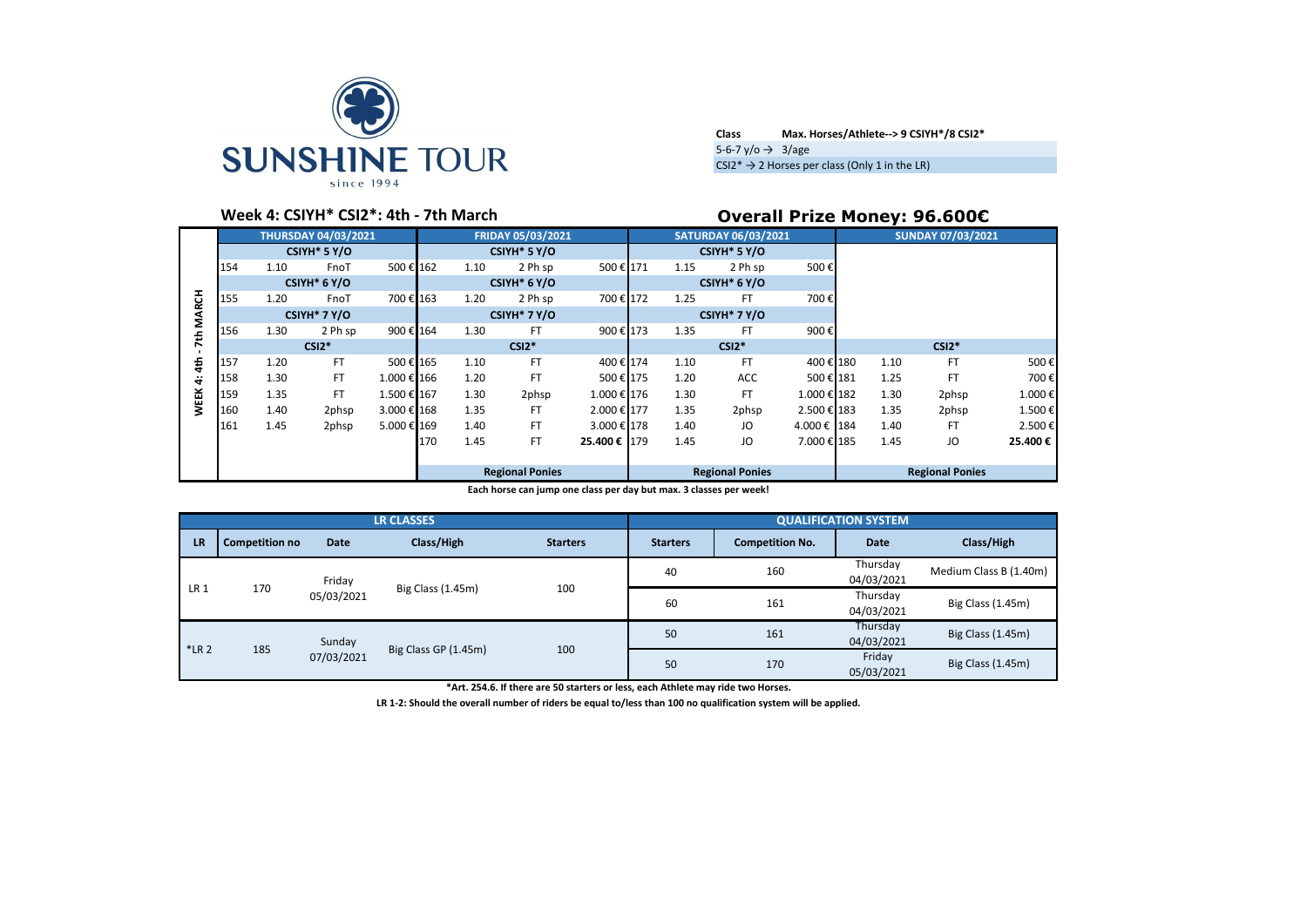SUNSHINE TOUR
since 1994

| Class | Max. Horses/Athlete--> 9 CSIYH*/8 CSI2* |
|---|---|
| 5-6-7 y/o → | 3/age |
| CSI2* → 2 Horses per class (Only 1 in the LR) | |

## Week 4: CSIYH* CSI2*: 4th - 7th March

## Overall Prize Money: 96.600€

| WEEK 4: 4th - 7th MARCH | THURSDAY 04/03/2021 | | | | FRIDAY 05/03/2021 | | | | SATURDAY 06/03/2021 | | | | SUNDAY 07/03/2021 | | | |
|---|---|---|---|---|---|---|---|---|---|---|---|---|---|---|---|---|
| | CSIYH* 5 Y/O | | | | CSIYH* 5 Y/O | | | | CSIYH* 5 Y/O | | | | | | | |
| | 154 | 1.10 | FnoT | 500 € | 162 | 1.10 | 2 Ph sp | 500 € | 171 | 1.15 | 2 Ph sp | 500 € | | | | |
| | CSIYH* 6 Y/O | | | | CSIYH* 6 Y/O | | | | CSIYH* 6 Y/O | | | | | | | |
| | 155 | 1.20 | FnoT | 700 € | 163 | 1.20 | 2 Ph sp | 700 € | 172 | 1.25 | FT | 700 € | | | | |
| | CSIYH* 7 Y/O | | | | CSIYH* 7 Y/O | | | | CSIYH* 7 Y/O | | | | | | | |
| | 156 | 1.30 | 2 Ph sp | 900 € | 164 | 1.30 | FT | 900 € | 173 | 1.35 | FT | 900 € | | | | |
| | CSI2* | | | | CSI2* | | | | CSI2* | | | | CSI2* | | | |
| | 157 | 1.20 | FT | 500 € | 165 | 1.10 | FT | 400 € | 174 | 1.10 | FT | 400 € | 180 | 1.10 | FT | 500 € |
| | 158 | 1.30 | FT | 1.000 € | 166 | 1.20 | FT | 500 € | 175 | 1.20 | ACC | 500 € | 181 | 1.25 | FT | 700 € |
| | 159 | 1.35 | FT | 1.500 € | 167 | 1.30 | 2phsp | 1.000 € | 176 | 1.30 | FT | 1.000 € | 182 | 1.30 | 2phsp | 1.000 € |
| | 160 | 1.40 | 2phsp | 3.000 € | 168 | 1.35 | FT | 2.000 € | 177 | 1.35 | 2phsp | 2.500 € | 183 | 1.35 | 2phsp | 1.500 € |
| | 161 | 1.45 | 2phsp | 5.000 € | 169 | 1.40 | FT | 3.000 € | 178 | 1.40 | JO | 4.000 € | 184 | 1.40 | FT | 2.500 € |
| | | | | | 170 | 1.45 | FT | **25.400 €** | 179 | 1.45 | JO | 7.000 € | 185 | 1.45 | JO | **25.400 €** |
| | | | | | **Regional Ponies** | | | | **Regional Ponies** | | | | **Regional Ponies** | | | |

**Each horse can jump one class per day but max. 3 classes per week!**

| LR CLASSES | | | | | QUALIFICATION SYSTEM | | | |
|---|---|---|---|---|---|---|---|---|
| **LR** | **Competition no** | **Date** | **Class/High** | **Starters** | **Starters** | **Competition No.** | **Date** | **Class/High** |
| LR 1 | 170 | Friday 05/03/2021 | Big Class (1.45m) | 100 | 40 | 160 | Thursday 04/03/2021 | Medium Class B (1.40m) |
| | | | | | 60 | 161 | Thursday 04/03/2021 | Big Class (1.45m) |
| *LR 2 | 185 | Sunday 07/03/2021 | Big Class GP (1.45m) | 100 | 50 | 161 | Thursday 04/03/2021 | Big Class (1.45m) |
| | | | | | 50 | 170 | Friday 05/03/2021 | Big Class (1.45m) |

**\*Art. 254.6. If there are 50 starters or less, each Athlete may ride two Horses.**

**LR 1-2: Should the overall number of riders be equal to/less than 100 no qualification system will be applied.**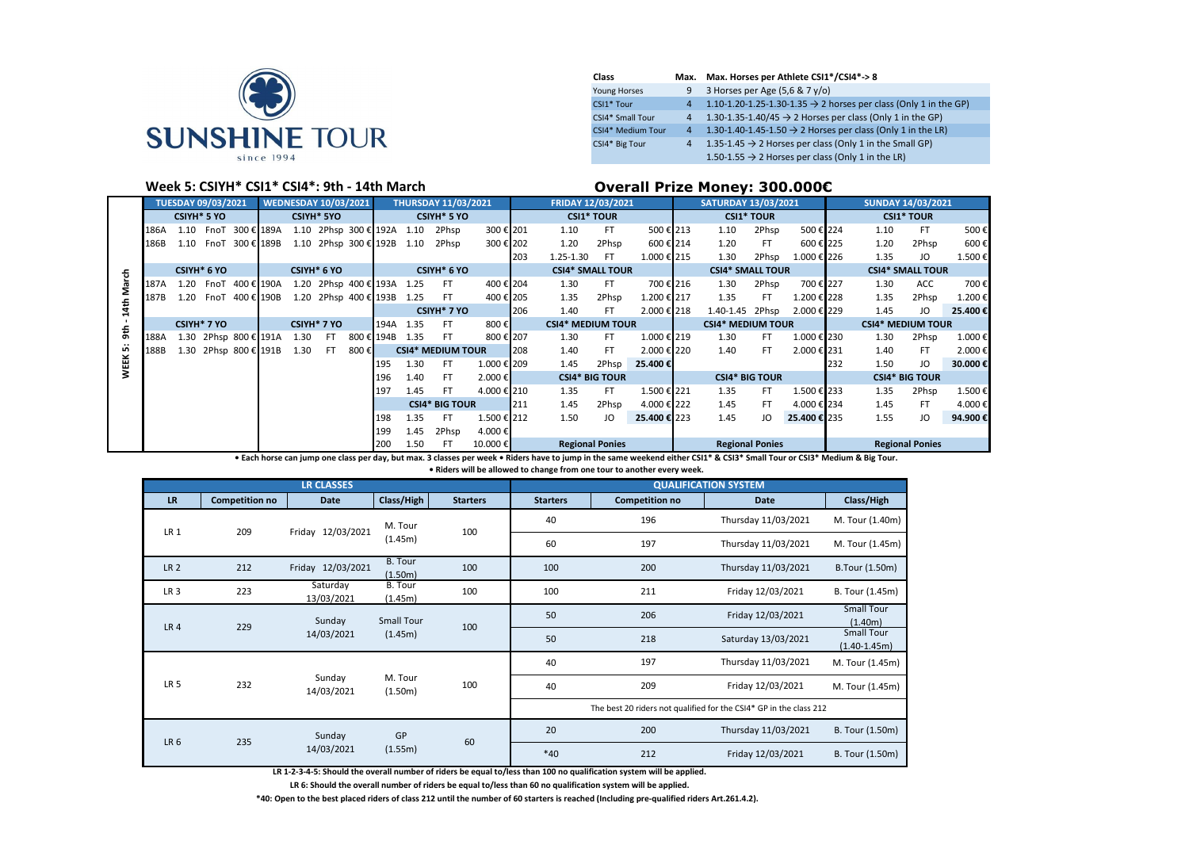SUNSHINE TOUR since 1994

| Class | Max. | Max. Horses per Athlete CSI1*/CSI4*-> 8 |
|---|---|---|
| Young Horses | 9 | 3 Horses per Age (5,6 & 7 y/o) |
| CSI1* Tour | 4 | 1.10-1.20-1.25-1.30-1.35 → 2 horses per class (Only 1 in the GP) |
| CSI4* Small Tour | 4 | 1.30-1.35-1.40/45 → 2 Horses per class (Only 1 in the GP) |
| CSI4* Medium Tour | 4 | 1.30-1.40-1.45-1.50 → 2 Horses per class (Only 1 in the LR) |
| CSI4* Big Tour | 4 | 1.35-1.45 → 2 Horses per class (Only 1 in the Small GP) |
| | | 1.50-1.55 → 2 Horses per class (Only 1 in the LR) |

## Week 5: CSIYH* CSI1* CSI4*: 9th - 14th March

## Overall Prize Money: 300.000€

**WEEK 5: 9th - 14th March**

### TUESDAY 09/03/2021

| No. | Height | Type | Prize |
|---|---|---|---|
| **CSIYH* 5 YO** | | | |
| 186A | 1.10 | FnoT | 300 € |
| 186B | 1.10 | FnoT | 300 € |
| **CSIYH* 6 YO** | | | |
| 187A | 1.20 | FnoT | 400 € |
| 187B | 1.20 | FnoT | 400 € |
| **CSIYH* 7 YO** | | | |
| 188A | 1.30 | 2Phsp | 800 € |
| 188B | 1.30 | 2Phsp | 800 € |

### WEDNESDAY 10/03/2021

| No. | Height | Type | Prize |
|---|---|---|---|
| **CSIYH* 5YO** | | | |
| 189A | 1.10 | 2Phsp | 300 € |
| 189B | 1.10 | 2Phsp | 300 € |
| **CSIYH* 6 YO** | | | |
| 190A | 1.20 | 2Phsp | 400 € |
| 190B | 1.20 | 2Phsp | 400 € |
| **CSIYH* 7 YO** | | | |
| 191A | 1.30 | FT | 800 € |
| 191B | 1.30 | FT | 800 € |

### THURSDAY 11/03/2021

| No. | Height | Type | Prize |
|---|---|---|---|
| **CSIYH* 5 YO** | | | |
| 192A | 1.10 | 2Phsp | 300 € |
| 192B | 1.10 | 2Phsp | 300 € |
| **CSIYH* 6 YO** | | | |
| 193A | 1.25 | FT | 400 € |
| 193B | 1.25 | FT | 400 € |
| **CSIYH* 7 YO** | | | |
| 194A | 1.35 | FT | 800 € |
| 194B | 1.35 | FT | 800 € |
| **CSI4* MEDIUM TOUR** | | | |
| 195 | 1.30 | FT | 1.000 € |
| 196 | 1.40 | FT | 2.000 € |
| 197 | 1.45 | FT | 4.000 € |
| **CSI4* BIG TOUR** | | | |
| 198 | 1.35 | FT | 1.500 € |
| 199 | 1.45 | 2Phsp | 4.000 € |
| 200 | 1.50 | FT | 10.000 € |

### FRIDAY 12/03/2021

| No. | Height | Type | Prize |
|---|---|---|---|
| **CSI1* TOUR** | | | |
| 201 | 1.10 | FT | 500 € |
| 202 | 1.20 | 2Phsp | 600 € |
| 203 | 1.25-1.30 | FT | 1.000 € |
| **CSI4* SMALL TOUR** | | | |
| 204 | 1.30 | FT | 700 € |
| 205 | 1.35 | 2Phsp | 1.200 € |
| 206 | 1.40 | FT | 2.000 € |
| **CSI4* MEDIUM TOUR** | | | |
| 207 | 1.30 | FT | 1.000 € |
| 208 | 1.40 | FT | 2.000 € |
| 209 | 1.45 | 2Phsp | 25.400 € |
| **CSI4* BIG TOUR** | | | |
| 210 | 1.35 | FT | 1.500 € |
| 211 | 1.45 | 2Phsp | 4.000 € |
| 212 | 1.50 | JO | 25.400 € |
| **Regional Ponies** | | | |

### SATURDAY 13/03/2021

| No. | Height | Type | Prize |
|---|---|---|---|
| **CSI1* TOUR** | | | |
| 213 | 1.10 | 2Phsp | 500 € |
| 214 | 1.20 | FT | 600 € |
| 215 | 1.30 | 2Phsp | 1.000 € |
| **CSI4* SMALL TOUR** | | | |
| 216 | 1.30 | 2Phsp | 700 € |
| 217 | 1.35 | FT | 1.200 € |
| 218 | 1.40-1.45 | 2Phsp | 2.000 € |
| **CSI4* MEDIUM TOUR** | | | |
| 219 | 1.30 | FT | 1.000 € |
| 220 | 1.40 | FT | 2.000 € |
| **CSI4* BIG TOUR** | | | |
| 221 | 1.35 | FT | 1.500 € |
| 222 | 1.45 | FT | 4.000 € |
| 223 | 1.45 | JO | 25.400 € |
| **Regional Ponies** | | | |

### SUNDAY 14/03/2021

| No. | Height | Type | Prize |
|---|---|---|---|
| **CSI1* TOUR** | | | |
| 224 | 1.10 | FT | 500 € |
| 225 | 1.20 | 2Phsp | 600 € |
| 226 | 1.35 | JO | 1.500 € |
| **CSI4* SMALL TOUR** | | | |
| 227 | 1.30 | ACC | 700 € |
| 228 | 1.35 | 2Phsp | 1.200 € |
| 229 | 1.45 | JO | 25.400 € |
| **CSI4* MEDIUM TOUR** | | | |
| 230 | 1.30 | 2Phsp | 1.000 € |
| 231 | 1.40 | FT | 2.000 € |
| 232 | 1.50 | JO | 30.000 € |
| **CSI4* BIG TOUR** | | | |
| 233 | 1.35 | 2Phsp | 1.500 € |
| 234 | 1.45 | FT | 4.000 € |
| 235 | 1.55 | JO | 94.900 € |
| **Regional Ponies** | | | |

**• Each horse can jump one class per day, but max. 3 classes per week • Riders have to jump in the same weekend either CSI1* & CSI3* Small Tour or CSI3* Medium & Big Tour.**

**• Riders will be allowed to change from one tour to another every week.**

| LR CLASSES | | | | | QUALIFICATION SYSTEM | | | |
|---|---|---|---|---|---|---|---|---|
| **LR** | **Competition no** | **Date** | **Class/High** | **Starters** | **Starters** | **Competition no** | **Date** | **Class/High** |
| LR 1 | 209 | Friday 12/03/2021 | M. Tour (1.45m) | 100 | 40 | 196 | Thursday 11/03/2021 | M. Tour (1.40m) |
| | | | | | 60 | 197 | Thursday 11/03/2021 | M. Tour (1.45m) |
| LR 2 | 212 | Friday 12/03/2021 | B. Tour (1.50m) | 100 | 100 | 200 | Thursday 11/03/2021 | B.Tour (1.50m) |
| LR 3 | 223 | Saturday 13/03/2021 | B. Tour (1.45m) | 100 | 100 | 211 | Friday 12/03/2021 | B. Tour (1.45m) |
| LR 4 | 229 | Sunday 14/03/2021 | Small Tour (1.45m) | 100 | 50 | 206 | Friday 12/03/2021 | Small Tour (1.40m) |
| | | | | | 50 | 218 | Saturday 13/03/2021 | Small Tour (1.40-1.45m) |
| LR 5 | 232 | Sunday 14/03/2021 | M. Tour (1.50m) | 100 | 40 | 197 | Thursday 11/03/2021 | M. Tour (1.45m) |
| | | | | | 40 | 209 | Friday 12/03/2021 | M. Tour (1.45m) |
| | | | | | The best 20 riders not qualified for the CSI4* GP in the class 212 | | | |
| LR 6 | 235 | Sunday 14/03/2021 | GP (1.55m) | 60 | 20 | 200 | Thursday 11/03/2021 | B. Tour (1.50m) |
| | | | | | *40 | 212 | Friday 12/03/2021 | B. Tour (1.50m) |

**LR 1-2-3-4-5: Should the overall number of riders be equal to/less than 100 no qualification system will be applied.**

**LR 6: Should the overall number of riders be equal to/less than 60 no qualification system will be applied.**

***40: Open to the best placed riders of class 212 until the number of 60 starters is reached (Including pre-qualified riders Art.261.4.2).**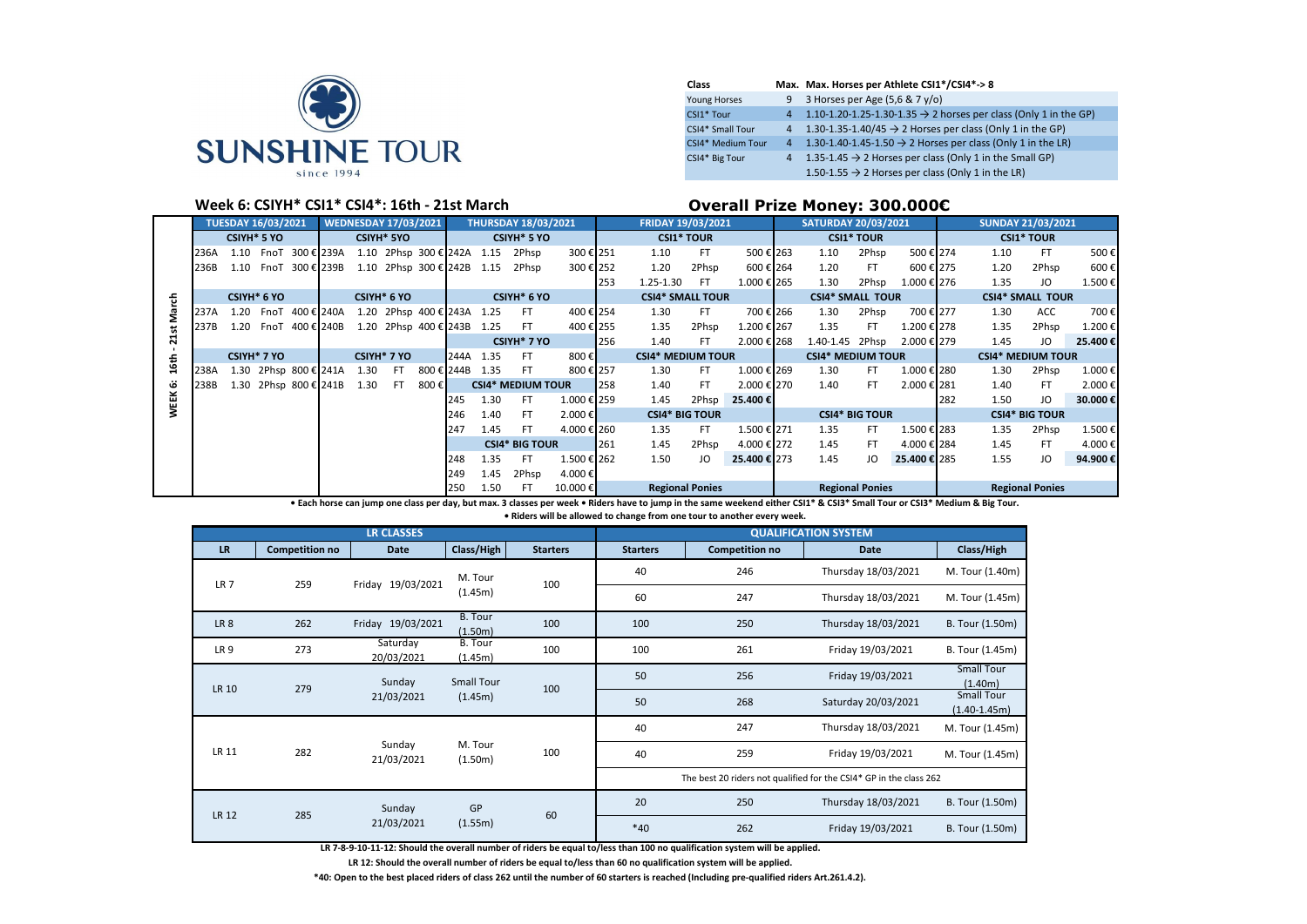SUNSHINE TOUR
since 1994

| Class | Max. | Max. Horses per Athlete CSI1*/CSI4*-> 8 |
|---|---|---|
| Young Horses | 9 | 3 Horses per Age (5,6 & 7 y/o) |
| CSI1* Tour | 4 | 1.10-1.20-1.25-1.30-1.35 → 2 horses per class (Only 1 in the GP) |
| CSI4* Small Tour | 4 | 1.30-1.35-1.40/45 → 2 Horses per class (Only 1 in the GP) |
| CSI4* Medium Tour | 4 | 1.30-1.40-1.45-1.50 → 2 Horses per class (Only 1 in the LR) |
| CSI4* Big Tour | 4 | 1.35-1.45 → 2 Horses per class (Only 1 in the Small GP) |
| | | 1.50-1.55 → 2 Horses per class (Only 1 in the LR) |

## Week 6: CSIYH* CSI1* CSI4*: 16th - 21st March

## Overall Prize Money: 300.000€

WEEK 6: 16th - 21st March

| TUESDAY 16/03/2021 | | | | WEDNESDAY 17/03/2021 | | | | THURSDAY 18/03/2021 | | | | FRIDAY 19/03/2021 | | | | SATURDAY 20/03/2021 | | | | SUNDAY 21/03/2021 | | | |
|---|---|---|---|---|---|---|---|---|---|---|---|---|---|---|---|---|---|---|---|---|---|---|---|
| CSIYH* 5 YO | | | | CSIYH* 5YO | | | | CSIYH* 5 YO | | | | CSI1* TOUR | | | | CSI1* TOUR | | | | CSI1* TOUR | | | |
| 236A | 1.10 | FnoT | 300 € | 239A | 1.10 | 2Phsp | 300 € | 242A | 1.15 | 2Phsp | 300 € | 251 | 1.10 | FT | 500 € | 263 | 1.10 | 2Phsp | 500 € | 274 | 1.10 | FT | 500 € |
| 236B | 1.10 | FnoT | 300 € | 239B | 1.10 | 2Phsp | 300 € | 242B | 1.15 | 2Phsp | 300 € | 252 | 1.20 | 2Phsp | 600 € | 264 | 1.20 | FT | 600 € | 275 | 1.20 | 2Phsp | 600 € |
| | | | | | | | | | | | | 253 | 1.25-1.30 | FT | 1.000 € | 265 | 1.30 | 2Phsp | 1.000 € | 276 | 1.35 | JO | 1.500 € |
| CSIYH* 6 YO | | | | CSIYH* 6 YO | | | | CSIYH* 6 YO | | | | CSI4* SMALL TOUR | | | | CSI4* SMALL TOUR | | | | CSI4* SMALL TOUR | | | |
| 237A | 1.20 | FnoT | 400 € | 240A | 1.20 | 2Phsp | 400 € | 243A | 1.25 | FT | 400 € | 254 | 1.30 | FT | 700 € | 266 | 1.30 | 2Phsp | 700 € | 277 | 1.30 | ACC | 700 € |
| 237B | 1.20 | FnoT | 400 € | 240B | 1.20 | 2Phsp | 400 € | 243B | 1.25 | FT | 400 € | 255 | 1.35 | 2Phsp | 1.200 € | 267 | 1.35 | FT | 1.200 € | 278 | 1.35 | 2Phsp | 1.200 € |
| | | | | | | | | CSIYH* 7 YO | | | | 256 | 1.40 | FT | 2.000 € | 268 | 1.40-1.45 | 2Phsp | 2.000 € | 279 | 1.45 | JO | 25.400 € |
| CSIYH* 7 YO | | | | CSIYH* 7 YO | | | | 244A | 1.35 | FT | 800 € | CSI4* MEDIUM TOUR | | | | CSI4* MEDIUM TOUR | | | | CSI4* MEDIUM TOUR | | | |
| 238A | 1.30 | 2Phsp | 800 € | 241A | 1.30 | FT | 800 € | 244B | 1.35 | FT | 800 € | 257 | 1.30 | FT | 1.000 € | 269 | 1.30 | FT | 1.000 € | 280 | 1.30 | 2Phsp | 1.000 € |
| 238B | 1.30 | 2Phsp | 800 € | 241B | 1.30 | FT | 800 € | CSI4* MEDIUM TOUR | | | | 258 | 1.40 | FT | 2.000 € | 270 | 1.40 | FT | 2.000 € | 281 | 1.40 | FT | 2.000 € |
| | | | | | | | | 245 | 1.30 | FT | 1.000 € | 259 | 1.45 | 2Phsp | 25.400 € | | | | | 282 | 1.50 | JO | 30.000 € |
| | | | | | | | | 246 | 1.40 | FT | 2.000 € | CSI4* BIG TOUR | | | | CSI4* BIG TOUR | | | | CSI4* BIG TOUR | | | |
| | | | | | | | | 247 | 1.45 | FT | 4.000 € | 260 | 1.35 | FT | 1.500 € | 271 | 1.35 | FT | 1.500 € | 283 | 1.35 | 2Phsp | 1.500 € |
| | | | | | | | | CSI4* BIG TOUR | | | | 261 | 1.45 | 2Phsp | 4.000 € | 272 | 1.45 | FT | 4.000 € | 284 | 1.45 | FT | 4.000 € |
| | | | | | | | | 248 | 1.35 | FT | 1.500 € | 262 | 1.50 | JO | 25.400 € | 273 | 1.45 | JO | 25.400 € | 285 | 1.55 | JO | 94.900 € |
| | | | | | | | | 249 | 1.45 | 2Phsp | 4.000 € | | | | | | | | | | | | |
| | | | | | | | | 250 | 1.50 | FT | 10.000 € | Regional Ponies | | | | Regional Ponies | | | | Regional Ponies | | | |

• Each horse can jump one class per day, but max. 3 classes per week • Riders have to jump in the same weekend either CSI1* & CSI3* Small Tour or CSI3* Medium & Big Tour.

• Riders will be allowed to change from one tour to another every week.

| LR CLASSES | | | | | QUALIFICATION SYSTEM | | | |
|---|---|---|---|---|---|---|---|---|
| LR | Competition no | Date | Class/High | Starters | Starters | Competition no | Date | Class/High |
| LR 7 | 259 | Friday 19/03/2021 | M. Tour (1.45m) | 100 | 40 | 246 | Thursday 18/03/2021 | M. Tour (1.40m) |
| | | | | | 60 | 247 | Thursday 18/03/2021 | M. Tour (1.45m) |
| LR 8 | 262 | Friday 19/03/2021 | B. Tour (1.50m) | 100 | 100 | 250 | Thursday 18/03/2021 | B. Tour (1.50m) |
| LR 9 | 273 | Saturday 20/03/2021 | B. Tour (1.45m) | 100 | 100 | 261 | Friday 19/03/2021 | B. Tour (1.45m) |
| LR 10 | 279 | Sunday 21/03/2021 | Small Tour (1.45m) | 100 | 50 | 256 | Friday 19/03/2021 | Small Tour (1.40m) |
| | | | | | 50 | 268 | Saturday 20/03/2021 | Small Tour (1.40-1.45m) |
| LR 11 | 282 | Sunday 21/03/2021 | M. Tour (1.50m) | 100 | 40 | 247 | Thursday 18/03/2021 | M. Tour (1.45m) |
| | | | | | 40 | 259 | Friday 19/03/2021 | M. Tour (1.45m) |
| | | | | | The best 20 riders not qualified for the CSI4* GP in the class 262 | | | |
| LR 12 | 285 | Sunday 21/03/2021 | GP (1.55m) | 60 | 20 | 250 | Thursday 18/03/2021 | B. Tour (1.50m) |
| | | | | | *40 | 262 | Friday 19/03/2021 | B. Tour (1.50m) |

**LR 7-8-9-10-11-12: Should the overall number of riders be equal to/less than 100 no qualification system will be applied.**

**LR 12: Should the overall number of riders be equal to/less than 60 no qualification system will be applied.**

**\*40: Open to the best placed riders of class 262 until the number of 60 starters is reached (Including pre-qualified riders Art.261.4.2).**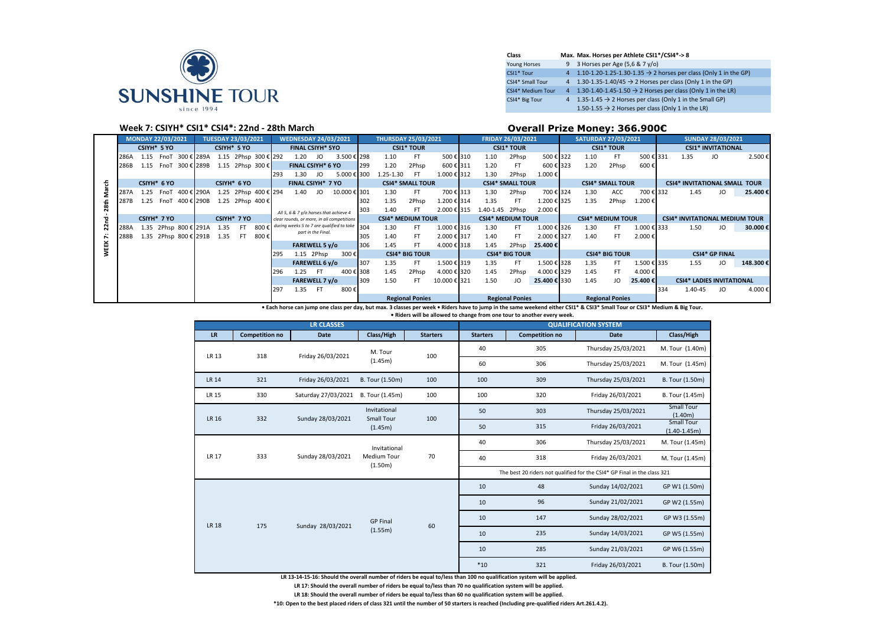SUNSHINE TOUR
since 1994

| Class | Max. | Max. Horses per Athlete CSI1*/CSI4*-> 8 |
|---|---|---|
| Young Horses | 9 | 3 Horses per Age (5,6 & 7 y/o) |
| CSI1* Tour | 4 | 1.10-1.20-1.25-1.30-1.35 → 2 horses per class (Only 1 in the GP) |
| CSI4* Small Tour | 4 | 1.30-1.35-1.40/45 → 2 Horses per class (Only 1 in the GP) |
| CSI4* Medium Tour | 4 | 1.30-1.40-1.45-1.50 → 2 Horses per class (Only 1 in the LR) |
| CSI4* Big Tour | 4 | 1.35-1.45 → 2 Horses per class (Only 1 in the Small GP) |
| | | 1.50-1.55 → 2 Horses per class (Only 1 in the LR) |

## Week 7: CSIYH* CSI1* CSI4*: 22nd - 28th March

## Overall Prize Money: 366.900€

WEEK 7: 22nd - 28th March

| MONDAY 22/03/2021 | | | | TUESDAY 23/03/2021 | | | | WEDNESDAY 24/03/2021 | | | | THURSDAY 25/03/2021 | | | | FRIDAY 26/03/2021 | | | | SATURDAY 27/03/2021 | | | | SUNDAY 28/03/2021 | | | |
|---|---|---|---|---|---|---|---|---|---|---|---|---|---|---|---|---|---|---|---|---|---|---|---|---|---|---|---|
| CSIYH* 5 YO | | | | CSIYH* 5 YO | | | | FINAL CSIYH* 5YO | | | | CSI1* TOUR | | | | CSI1* TOUR | | | | CSI1* TOUR | | | | CSI1* INVITATIONAL | | | |
| 286A | 1.15 | FnoT | 300 € | 289A | 1.15 | 2Phsp | 300 € | 292 | 1.20 | JO | 3.500 € | 298 | 1.10 | FT | 500 € | 310 | 1.10 | 2Phsp | 500 € | 322 | 1.10 | FT | 500 € | 331 | 1.35 | JO | 2.500 € |
| 286B | 1.15 | FnoT | 300 € | 289B | 1.15 | 2Phsp | 300 € | FINAL CSIYH* 6 YO | | | | 299 | 1.20 | 2Phsp | 600 € | 311 | 1.20 | FT | 600 € | 323 | 1.20 | 2Phsp | 600 € | | | | |
| | | | | | | | | 293 | 1.30 | JO | 5.000 € | 300 | 1.25-1.30 | FT | 1.000 € | 312 | 1.30 | 2Phsp | 1.000 € | | | | | | | | |
| CSIYH* 6 YO | | | | CSIYH* 6 YO | | | | FINAL CSIYH* 7 YO | | | | CSI4* SMALL TOUR | | | | CSI4* SMALL TOUR | | | | CSI4* SMALL TOUR | | | | CSI4* INVITATIONAL SMALL TOUR | | | |
| 287A | 1.25 | FnoT | 400 € | 290A | 1.25 | 2Phsp | 400 € | 294 | 1.40 | JO | 10.000 € | 301 | 1.30 | FT | 700 € | 313 | 1.30 | 2Phsp | 700 € | 324 | 1.30 | ACC | 700 € | 332 | 1.45 | JO | 25.400 € |
| 287B | 1.25 | FnoT | 400 € | 290B | 1.25 | 2Phsp | 400 € | | | | | 302 | 1.35 | 2Phsp | 1.200 € | 314 | 1.35 | FT | 1.200 € | 325 | 1.35 | 2Phsp | 1.200 € | | | | |
| | | | | | | | | *All 5, 6 & 7 y/o horses that achieve 4 clear rounds, or more, in all competitions during weeks 5 to 7 are qualified to take part in the Final.* | | | | 303 | 1.40 | FT | 2.000 € | 315 | 1.40-1.45 | 2Phsp | 2.000 € | | | | | | | | |
| CSIYH* 7 YO | | | | CSIYH* 7 YO | | | | | | | | CSI4* MEDIUM TOUR | | | | CSI4* MEDIUM TOUR | | | | CSI4* MEDIUM TOUR | | | | CSI4* INVITATIONAL MEDIUM TOUR | | | |
| 288A | 1.35 | 2Phsp | 800 € | 291A | 1.35 | FT | 800 € | | | | | 304 | 1.30 | FT | 1.000 € | 316 | 1.30 | FT | 1.000 € | 326 | 1.30 | FT | 1.000 € | 333 | 1.50 | JO | 30.000 € |
| 288B | 1.35 | 2Phsp | 800 € | 291B | 1.35 | FT | 800 € | | | | | 305 | 1.40 | FT | 2.000 € | 317 | 1.40 | FT | 2.000 € | 327 | 1.40 | FT | 2.000 € | | | | |
| | | | | | | | | FAREWELL 5 y/o | | | | 306 | 1.45 | FT | 4.000 € | 318 | 1.45 | 2Phsp | 25.400 € | | | | | | | | |
| | | | | | | | | 295 | 1.15 | 2Phsp | 300 € | CSI4* BIG TOUR | | | | CSI4* BIG TOUR | | | | CSI4* BIG TOUR | | | | CSI4* GP FINAL | | | |
| | | | | | | | | FAREWELL 6 y/o | | | | 307 | 1.35 | FT | 1.500 € | 319 | 1.35 | FT | 1.500 € | 328 | 1.35 | FT | 1.500 € | 335 | 1.55 | JO | 148.300 € |
| | | | | | | | | 296 | 1.25 | FT | 400 € | 308 | 1.45 | 2Phsp | 4.000 € | 320 | 1.45 | 2Phsp | 4.000 € | 329 | 1.45 | FT | 4.000 € | | | | |
| | | | | | | | | FAREWELL 7 y/o | | | | 309 | 1.50 | FT | 10.000 € | 321 | 1.50 | JO | 25.400 € | 330 | 1.45 | JO | 25.400 € | CSI4* LADIES INVITATIONAL | | | |
| | | | | | | | | 297 | 1.35 | FT | 800 € | | | | | | | | | | | | | 334 | 1.40-45 | JO | 4.000 € |
| | | | | | | | | | | | | Regional Ponies | | | | Regional Ponies | | | | Regional Ponies | | | | | | | |

• Each horse can jump one class per day, but max. 3 classes per week • Riders have to jump in the same weekend either CSI1* & CSI3* Small Tour or CSI3* Medium & Big Tour.

• Riders will be allowed to change from one tour to another every week.

| LR CLASSES | | | | | QUALIFICATION SYSTEM | | | |
|---|---|---|---|---|---|---|---|---|
| LR | Competition no | Date | Class/High | Starters | Starters | Competition no | Date | Class/High |
| LR 13 | 318 | Friday 26/03/2021 | M. Tour (1.45m) | 100 | 40 | 305 | Thursday 25/03/2021 | M. Tour (1.40m) |
| | | | | | 60 | 306 | Thursday 25/03/2021 | M. Tour (1.45m) |
| LR 14 | 321 | Friday 26/03/2021 | B. Tour (1.50m) | 100 | 100 | 309 | Thursday 25/03/2021 | B. Tour (1.50m) |
| LR 15 | 330 | Saturday 27/03/2021 | B. Tour (1.45m) | 100 | 100 | 320 | Friday 26/03/2021 | B. Tour (1.45m) |
| LR 16 | 332 | Sunday 28/03/2021 | Invitational Small Tour (1.45m) | 100 | 50 | 303 | Thursday 25/03/2021 | Small Tour (1.40m) |
| | | | | | 50 | 315 | Friday 26/03/2021 | Small Tour (1.40-1.45m) |
| LR 17 | 333 | Sunday 28/03/2021 | Invitational Medium Tour (1.50m) | 70 | 40 | 306 | Thursday 25/03/2021 | M. Tour (1.45m) |
| | | | | | 40 | 318 | Friday 26/03/2021 | M. Tour (1.45m) |
| | | | | | The best 20 riders not qualified for the CSI4* GP Final in the class 321 | | | |
| LR 18 | 175 | Sunday 28/03/2021 | GP Final (1.55m) | 60 | 10 | 48 | Sunday 14/02/2021 | GP W1 (1.50m) |
| | | | | | 10 | 96 | Sunday 21/02/2021 | GP W2 (1.55m) |
| | | | | | 10 | 147 | Sunday 28/02/2021 | GP W3 (1.55m) |
| | | | | | 10 | 235 | Sunday 14/03/2021 | GP W5 (1.55m) |
| | | | | | 10 | 285 | Sunday 21/03/2021 | GP W6 (1.55m) |
| | | | | | *10 | 321 | Friday 26/03/2021 | B. Tour (1.50m) |

**LR 13-14-15-16: Should the overall number of riders be equal to/less than 100 no qualification system will be applied.**

**LR 17: Should the overall number of riders be equal to/less than 70 no qualification system will be applied.**

**LR 18: Should the overall number of riders be equal to/less than 60 no qualification system will be applied.**

**\*10: Open to the best placed riders of class 321 until the number of 50 starters is reached (Including pre-qualified riders Art.261.4.2).**